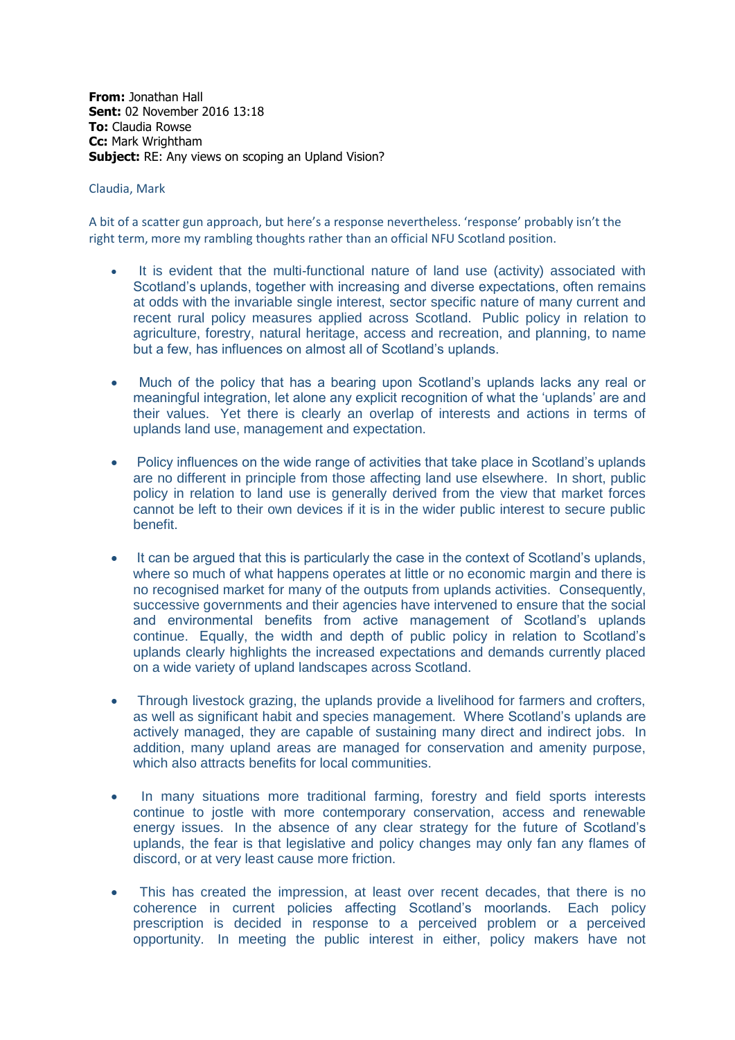**From:** Jonathan Hall
**Sent:** 02 November 2016 13:18
**To:** Claudia Rowse
**Cc:** Mark Wrightham
**Subject:** RE: Any views on scoping an Upland Vision?

Claudia, Mark

A bit of a scatter gun approach, but here's a response nevertheless. 'response' probably isn't the right term, more my rambling thoughts rather than an official NFU Scotland position.

- It is evident that the multi-functional nature of land use (activity) associated with Scotland's uplands, together with increasing and diverse expectations, often remains at odds with the invariable single interest, sector specific nature of many current and recent rural policy measures applied across Scotland. Public policy in relation to agriculture, forestry, natural heritage, access and recreation, and planning, to name but a few, has influences on almost all of Scotland's uplands.

- Much of the policy that has a bearing upon Scotland's uplands lacks any real or meaningful integration, let alone any explicit recognition of what the 'uplands' are and their values. Yet there is clearly an overlap of interests and actions in terms of uplands land use, management and expectation.

- Policy influences on the wide range of activities that take place in Scotland's uplands are no different in principle from those affecting land use elsewhere. In short, public policy in relation to land use is generally derived from the view that market forces cannot be left to their own devices if it is in the wider public interest to secure public benefit.

- It can be argued that this is particularly the case in the context of Scotland's uplands, where so much of what happens operates at little or no economic margin and there is no recognised market for many of the outputs from uplands activities. Consequently, successive governments and their agencies have intervened to ensure that the social and environmental benefits from active management of Scotland's uplands continue. Equally, the width and depth of public policy in relation to Scotland's uplands clearly highlights the increased expectations and demands currently placed on a wide variety of upland landscapes across Scotland.

- Through livestock grazing, the uplands provide a livelihood for farmers and crofters, as well as significant habit and species management. Where Scotland's uplands are actively managed, they are capable of sustaining many direct and indirect jobs. In addition, many upland areas are managed for conservation and amenity purpose, which also attracts benefits for local communities.

- In many situations more traditional farming, forestry and field sports interests continue to jostle with more contemporary conservation, access and renewable energy issues. In the absence of any clear strategy for the future of Scotland's uplands, the fear is that legislative and policy changes may only fan any flames of discord, or at very least cause more friction.

- This has created the impression, at least over recent decades, that there is no coherence in current policies affecting Scotland's moorlands. Each policy prescription is decided in response to a perceived problem or a perceived opportunity. In meeting the public interest in either, policy makers have not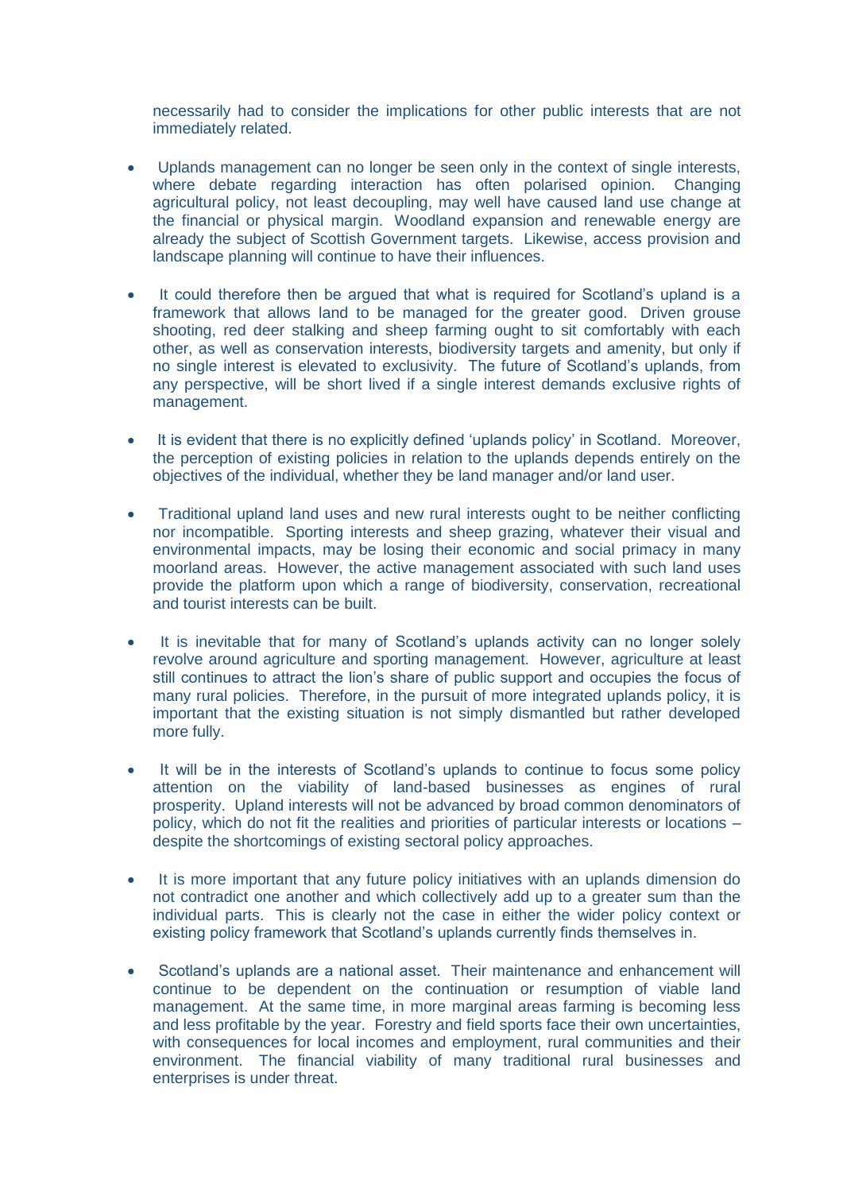necessarily had to consider the implications for other public interests that are not immediately related.

- Uplands management can no longer be seen only in the context of single interests, where debate regarding interaction has often polarised opinion. Changing agricultural policy, not least decoupling, may well have caused land use change at the financial or physical margin. Woodland expansion and renewable energy are already the subject of Scottish Government targets. Likewise, access provision and landscape planning will continue to have their influences.

- It could therefore then be argued that what is required for Scotland's upland is a framework that allows land to be managed for the greater good. Driven grouse shooting, red deer stalking and sheep farming ought to sit comfortably with each other, as well as conservation interests, biodiversity targets and amenity, but only if no single interest is elevated to exclusivity. The future of Scotland's uplands, from any perspective, will be short lived if a single interest demands exclusive rights of management.

- It is evident that there is no explicitly defined 'uplands policy' in Scotland. Moreover, the perception of existing policies in relation to the uplands depends entirely on the objectives of the individual, whether they be land manager and/or land user.

- Traditional upland land uses and new rural interests ought to be neither conflicting nor incompatible. Sporting interests and sheep grazing, whatever their visual and environmental impacts, may be losing their economic and social primacy in many moorland areas. However, the active management associated with such land uses provide the platform upon which a range of biodiversity, conservation, recreational and tourist interests can be built.

- It is inevitable that for many of Scotland's uplands activity can no longer solely revolve around agriculture and sporting management. However, agriculture at least still continues to attract the lion's share of public support and occupies the focus of many rural policies. Therefore, in the pursuit of more integrated uplands policy, it is important that the existing situation is not simply dismantled but rather developed more fully.

- It will be in the interests of Scotland's uplands to continue to focus some policy attention on the viability of land-based businesses as engines of rural prosperity. Upland interests will not be advanced by broad common denominators of policy, which do not fit the realities and priorities of particular interests or locations – despite the shortcomings of existing sectoral policy approaches.

- It is more important that any future policy initiatives with an uplands dimension do not contradict one another and which collectively add up to a greater sum than the individual parts. This is clearly not the case in either the wider policy context or existing policy framework that Scotland's uplands currently finds themselves in.

- Scotland's uplands are a national asset. Their maintenance and enhancement will continue to be dependent on the continuation or resumption of viable land management. At the same time, in more marginal areas farming is becoming less and less profitable by the year. Forestry and field sports face their own uncertainties, with consequences for local incomes and employment, rural communities and their environment. The financial viability of many traditional rural businesses and enterprises is under threat.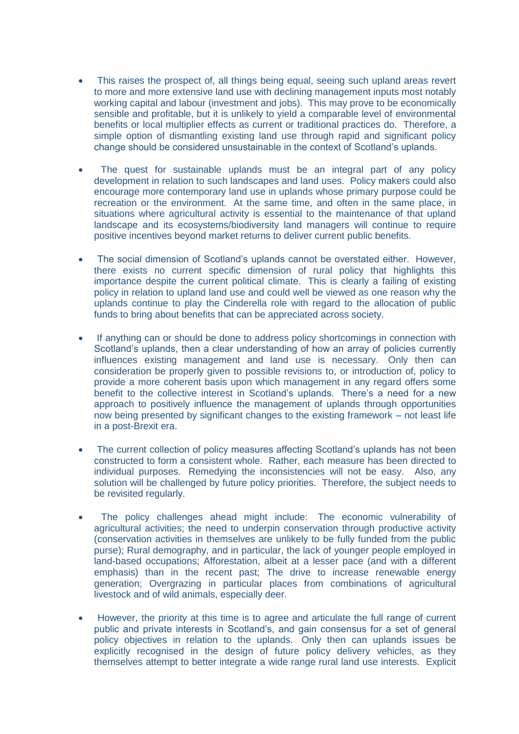- This raises the prospect of, all things being equal, seeing such upland areas revert to more and more extensive land use with declining management inputs most notably working capital and labour (investment and jobs). This may prove to be economically sensible and profitable, but it is unlikely to yield a comparable level of environmental benefits or local multiplier effects as current or traditional practices do. Therefore, a simple option of dismantling existing land use through rapid and significant policy change should be considered unsustainable in the context of Scotland's uplands.

- The quest for sustainable uplands must be an integral part of any policy development in relation to such landscapes and land uses. Policy makers could also encourage more contemporary land use in uplands whose primary purpose could be recreation or the environment. At the same time, and often in the same place, in situations where agricultural activity is essential to the maintenance of that upland landscape and its ecosystems/biodiversity land managers will continue to require positive incentives beyond market returns to deliver current public benefits.

- The social dimension of Scotland's uplands cannot be overstated either. However, there exists no current specific dimension of rural policy that highlights this importance despite the current political climate. This is clearly a failing of existing policy in relation to upland land use and could well be viewed as one reason why the uplands continue to play the Cinderella role with regard to the allocation of public funds to bring about benefits that can be appreciated across society.

- If anything can or should be done to address policy shortcomings in connection with Scotland's uplands, then a clear understanding of how an array of policies currently influences existing management and land use is necessary. Only then can consideration be properly given to possible revisions to, or introduction of, policy to provide a more coherent basis upon which management in any regard offers some benefit to the collective interest in Scotland's uplands. There's a need for a new approach to positively influence the management of uplands through opportunities now being presented by significant changes to the existing framework – not least life in a post-Brexit era.

- The current collection of policy measures affecting Scotland's uplands has not been constructed to form a consistent whole. Rather, each measure has been directed to individual purposes. Remedying the inconsistencies will not be easy. Also, any solution will be challenged by future policy priorities. Therefore, the subject needs to be revisited regularly.

- The policy challenges ahead might include: The economic vulnerability of agricultural activities; the need to underpin conservation through productive activity (conservation activities in themselves are unlikely to be fully funded from the public purse); Rural demography, and in particular, the lack of younger people employed in land-based occupations; Afforestation, albeit at a lesser pace (and with a different emphasis) than in the recent past; The drive to increase renewable energy generation; Overgrazing in particular places from combinations of agricultural livestock and of wild animals, especially deer.

- However, the priority at this time is to agree and articulate the full range of current public and private interests in Scotland's, and gain consensus for a set of general policy objectives in relation to the uplands. Only then can uplands issues be explicitly recognised in the design of future policy delivery vehicles, as they themselves attempt to better integrate a wide range rural land use interests. Explicit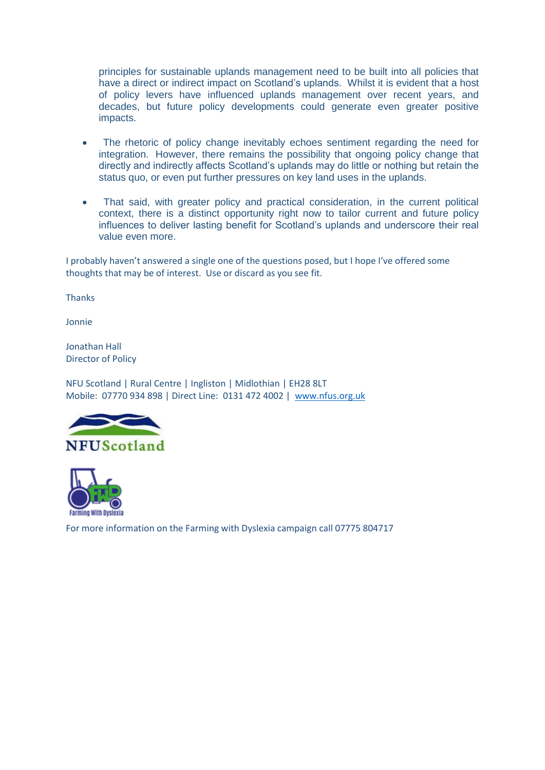principles for sustainable uplands management need to be built into all policies that have a direct or indirect impact on Scotland's uplands. Whilst it is evident that a host of policy levers have influenced uplands management over recent years, and decades, but future policy developments could generate even greater positive impacts.

- The rhetoric of policy change inevitably echoes sentiment regarding the need for integration. However, there remains the possibility that ongoing policy change that directly and indirectly affects Scotland's uplands may do little or nothing but retain the status quo, or even put further pressures on key land uses in the uplands.

- That said, with greater policy and practical consideration, in the current political context, there is a distinct opportunity right now to tailor current and future policy influences to deliver lasting benefit for Scotland's uplands and underscore their real value even more.

I probably haven't answered a single one of the questions posed, but I hope I've offered some thoughts that may be of interest. Use or discard as you see fit.

Thanks

Jonnie

Jonathan Hall
Director of Policy

NFU Scotland | Rural Centre | Ingliston | Midlothian | EH28 8LT
Mobile: 07770 934 898 | Direct Line: 0131 472 4002 | www.nfus.org.uk

NFUScotland

Farming With Dyslexia

For more information on the Farming with Dyslexia campaign call 07775 804717